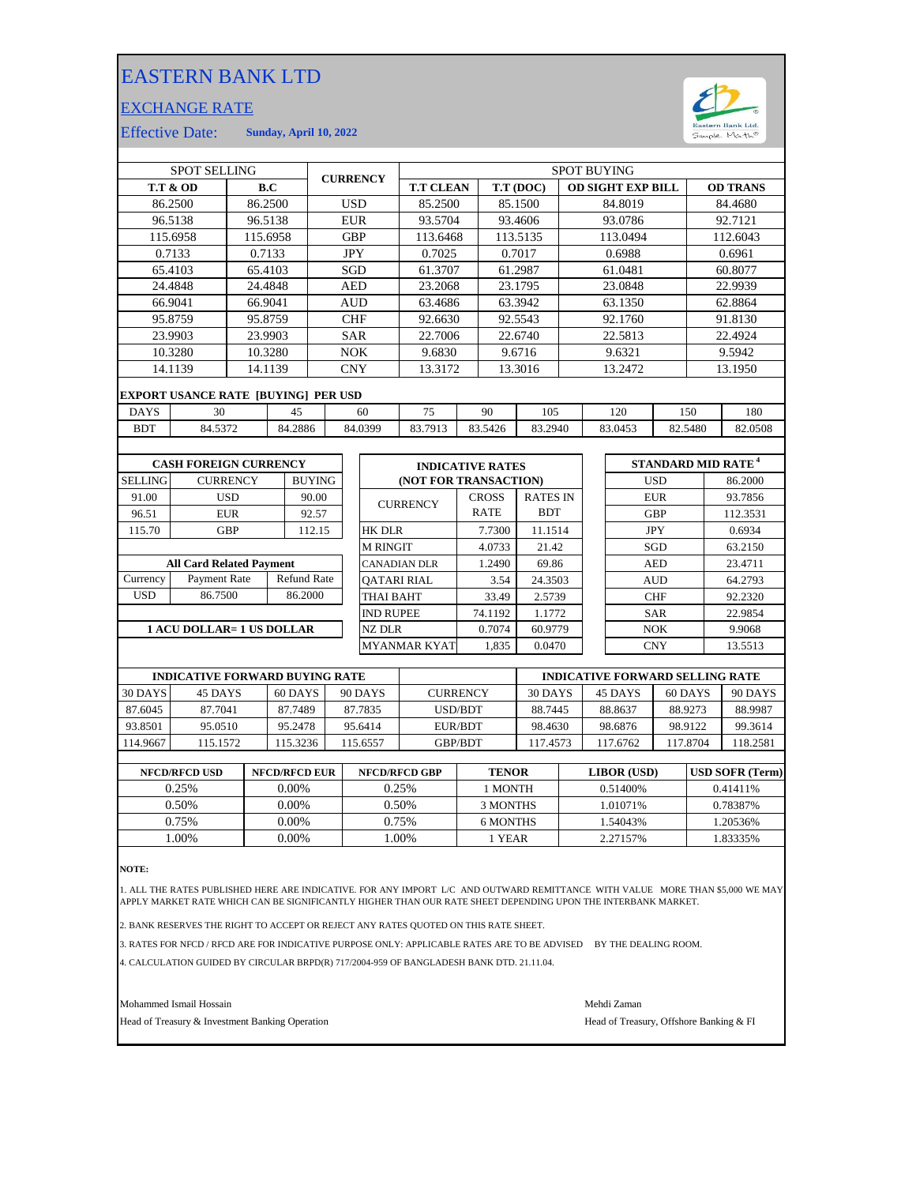# EASTERN BANK LTD

## EXCHANGE RATE

Effective Date: **Sunday, April 10, 2022**

| SPOT SELLING | | CURRENCY | SPOT BUYING | | | |
|---|---|---|---|---|---|---|
| **T.T & OD** | **B.C** | | **T.T CLEAN** | **T.T (DOC)** | **OD SIGHT EXP BILL** | **OD TRANS** |
| 86.2500 | 86.2500 | USD | 85.2500 | 85.1500 | 84.8019 | 84.4680 |
| 96.5138 | 96.5138 | EUR | 93.5704 | 93.4606 | 93.0786 | 92.7121 |
| 115.6958 | 115.6958 | GBP | 113.6468 | 113.5135 | 113.0494 | 112.6043 |
| 0.7133 | 0.7133 | JPY | 0.7025 | 0.7017 | 0.6988 | 0.6961 |
| 65.4103 | 65.4103 | SGD | 61.3707 | 61.2987 | 61.0481 | 60.8077 |
| 24.4848 | 24.4848 | AED | 23.2068 | 23.1795 | 23.0848 | 22.9939 |
| 66.9041 | 66.9041 | AUD | 63.4686 | 63.3942 | 63.1350 | 62.8864 |
| 95.8759 | 95.8759 | CHF | 92.6630 | 92.5543 | 92.1760 | 91.8130 |
| 23.9903 | 23.9903 | SAR | 22.7006 | 22.6740 | 22.5813 | 22.4924 |
| 10.3280 | 10.3280 | NOK | 9.6830 | 9.6716 | 9.6321 | 9.5942 |
| 14.1139 | 14.1139 | CNY | 13.3172 | 13.3016 | 13.2472 | 13.1950 |

**EXPORT USANCE RATE [BUYING] PER USD**

| DAYS | 30 | 45 | 60 | 75 | 90 | 105 | 120 | 150 | 180 |
|---|---|---|---|---|---|---|---|---|---|
| BDT | 84.5372 | 84.2886 | 84.0399 | 83.7913 | 83.5426 | 83.2940 | 83.0453 | 82.5480 | 82.0508 |

**CASH FOREIGN CURRENCY**

| SELLING | CURRENCY | BUYING |
|---|---|---|
| 91.00 | USD | 90.00 |
| 96.51 | EUR | 92.57 |
| 115.70 | GBP | 112.15 |

**All Card Related Payment**

| Currency | Payment Rate | Refund Rate |
|---|---|---|
| USD | 86.7500 | 86.2000 |

**1 ACU DOLLAR= 1 US DOLLAR**

**INDICATIVE RATES (NOT FOR TRANSACTION)**

| CURRENCY | CROSS RATE | RATES IN BDT |
|---|---|---|
| HK DLR | 7.7300 | 11.1514 |
| M RINGIT | 4.0733 | 21.42 |
| CANADIAN DLR | 1.2490 | 69.86 |
| QATARI RIAL | 3.54 | 24.3503 |
| THAI BAHT | 33.49 | 2.5739 |
| IND RUPEE | 74.1192 | 1.1772 |
| NZ DLR | 0.7074 | 60.9779 |
| MYANMAR KYAT | 1,835 | 0.0470 |

**STANDARD MID RATE [4]**

| Currency | Rate |
|---|---|
| USD | 86.2000 |
| EUR | 93.7856 |
| GBP | 112.3531 |
| JPY | 0.6934 |
| SGD | 63.2150 |
| AED | 23.4711 |
| AUD | 64.2793 |
| CHF | 92.2320 |
| SAR | 22.9854 |
| NOK | 9.9068 |
| CNY | 13.5513 |

| INDICATIVE FORWARD BUYING RATE | | | | CURRENCY | INDICATIVE FORWARD SELLING RATE | | | |
|---|---|---|---|---|---|---|---|---|
| 30 DAYS | 45 DAYS | 60 DAYS | 90 DAYS | | 30 DAYS | 45 DAYS | 60 DAYS | 90 DAYS |
| 87.6045 | 87.7041 | 87.7489 | 87.7835 | USD/BDT | 88.7445 | 88.8637 | 88.9273 | 88.9987 |
| 93.8501 | 95.0510 | 95.2478 | 95.6414 | EUR/BDT | 98.4630 | 98.6876 | 98.9122 | 99.3614 |
| 114.9667 | 115.1572 | 115.3236 | 115.6557 | GBP/BDT | 117.4573 | 117.6762 | 117.8704 | 118.2581 |

| NFCD/RFCD USD | NFCD/RFCD EUR | NFCD/RFCD GBP | TENOR | LIBOR (USD) | USD SOFR (Term) |
|---|---|---|---|---|---|
| 0.25% | 0.00% | 0.25% | 1 MONTH | 0.51400% | 0.41411% |
| 0.50% | 0.00% | 0.50% | 3 MONTHS | 1.01071% | 0.78387% |
| 0.75% | 0.00% | 0.75% | 6 MONTHS | 1.54043% | 1.20536% |
| 1.00% | 0.00% | 1.00% | 1 YEAR | 2.27157% | 1.83335% |

**NOTE:**

1. ALL THE RATES PUBLISHED HERE ARE INDICATIVE. FOR ANY IMPORT L/C AND OUTWARD REMITTANCE WITH VALUE MORE THAN $5,000 WE MAY APPLY MARKET RATE WHICH CAN BE SIGNIFICANTLY HIGHER THAN OUR RATE SHEET DEPENDING UPON THE INTERBANK MARKET.
2. BANK RESERVES THE RIGHT TO ACCEPT OR REJECT ANY RATES QUOTED ON THIS RATE SHEET.
3. RATES FOR NFCD / RFCD ARE FOR INDICATIVE PURPOSE ONLY: APPLICABLE RATES ARE TO BE ADVISED BY THE DEALING ROOM.
4. CALCULATION GUIDED BY CIRCULAR BRPD(R) 717/2004-959 OF BANGLADESH BANK DTD. 21.11.04.

Mohammed Ismail Hossain
Head of Treasury & Investment Banking Operation

Mehdi Zaman
Head of Treasury, Offshore Banking & FI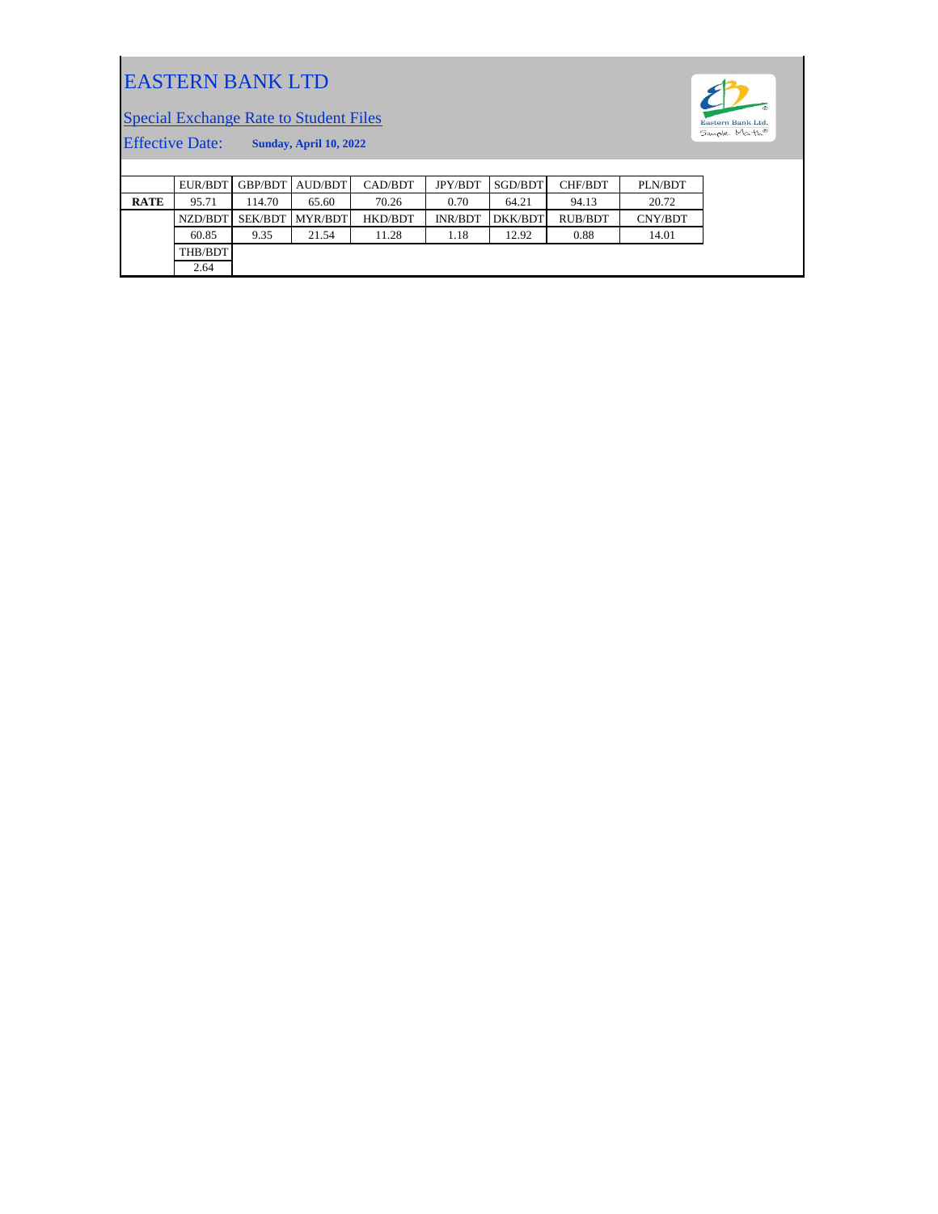# EASTERN BANK LTD

Special Exchange Rate to Student Files

Effective Date: **Sunday, April 10, 2022**

| | | | | | | | | |
|---|---|---|---|---|---|---|---|---|
| | EUR/BDT | GBP/BDT | AUD/BDT | CAD/BDT | JPY/BDT | SGD/BDT | CHF/BDT | PLN/BDT |
| **RATE** | 95.71 | 114.70 | 65.60 | 70.26 | 0.70 | 64.21 | 94.13 | 20.72 |
| | NZD/BDT | SEK/BDT | MYR/BDT | HKD/BDT | INR/BDT | DKK/BDT | RUB/BDT | CNY/BDT |
| | 60.85 | 9.35 | 21.54 | 11.28 | 1.18 | 12.92 | 0.88 | 14.01 |
| | THB/BDT | | | | | | | |
| | 2.64 | | | | | | | |